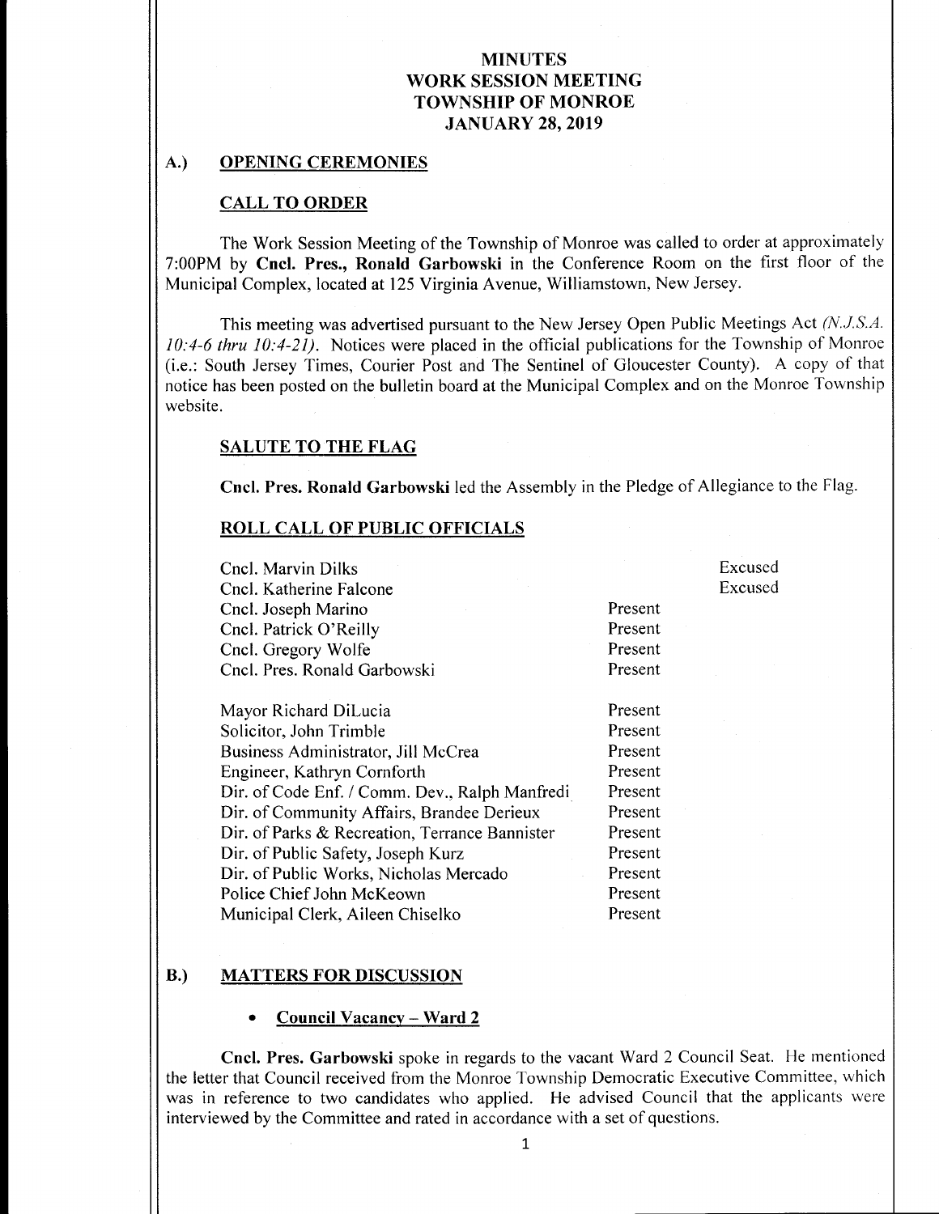# MINUTES
# WORK SESSION MEETING
# TOWNSHIP OF MONROE
# JANUARY 28, 2019

## A.) OPENING CEREMONIES

### CALL TO ORDER

The Work Session Meeting of the Township of Monroe was called to order at approximately 7:00PM by **Cncl. Pres., Ronald Garbowski** in the Conference Room on the first floor of the Municipal Complex, located at 125 Virginia Avenue, Williamstown, New Jersey.

This meeting was advertised pursuant to the New Jersey Open Public Meetings Act *(N.J.S.A. 10:4-6 thru 10:4-21)*. Notices were placed in the official publications for the Township of Monroe (i.e.: South Jersey Times, Courier Post and The Sentinel of Gloucester County). A copy of that notice has been posted on the bulletin board at the Municipal Complex and on the Monroe Township website.

### SALUTE TO THE FLAG

**Cncl. Pres. Ronald Garbowski** led the Assembly in the Pledge of Allegiance to the Flag.

### ROLL CALL OF PUBLIC OFFICIALS

| | | |
|---|---|---|
| Cncl. Marvin Dilks | | Excused |
| Cncl. Katherine Falcone | | Excused |
| Cncl. Joseph Marino | Present | |
| Cncl. Patrick O'Reilly | Present | |
| Cncl. Gregory Wolfe | Present | |
| Cncl. Pres. Ronald Garbowski | Present | |
| Mayor Richard DiLucia | Present | |
| Solicitor, John Trimble | Present | |
| Business Administrator, Jill McCrea | Present | |
| Engineer, Kathryn Cornforth | Present | |
| Dir. of Code Enf. / Comm. Dev., Ralph Manfredi | Present | |
| Dir. of Community Affairs, Brandee Derieux | Present | |
| Dir. of Parks & Recreation, Terrance Bannister | Present | |
| Dir. of Public Safety, Joseph Kurz | Present | |
| Dir. of Public Works, Nicholas Mercado | Present | |
| Police Chief John McKeown | Present | |
| Municipal Clerk, Aileen Chiselko | Present | |

## B.) MATTERS FOR DISCUSSION

- **Council Vacancy – Ward 2**

**Cncl. Pres. Garbowski** spoke in regards to the vacant Ward 2 Council Seat. He mentioned the letter that Council received from the Monroe Township Democratic Executive Committee, which was in reference to two candidates who applied. He advised Council that the applicants were interviewed by the Committee and rated in accordance with a set of questions.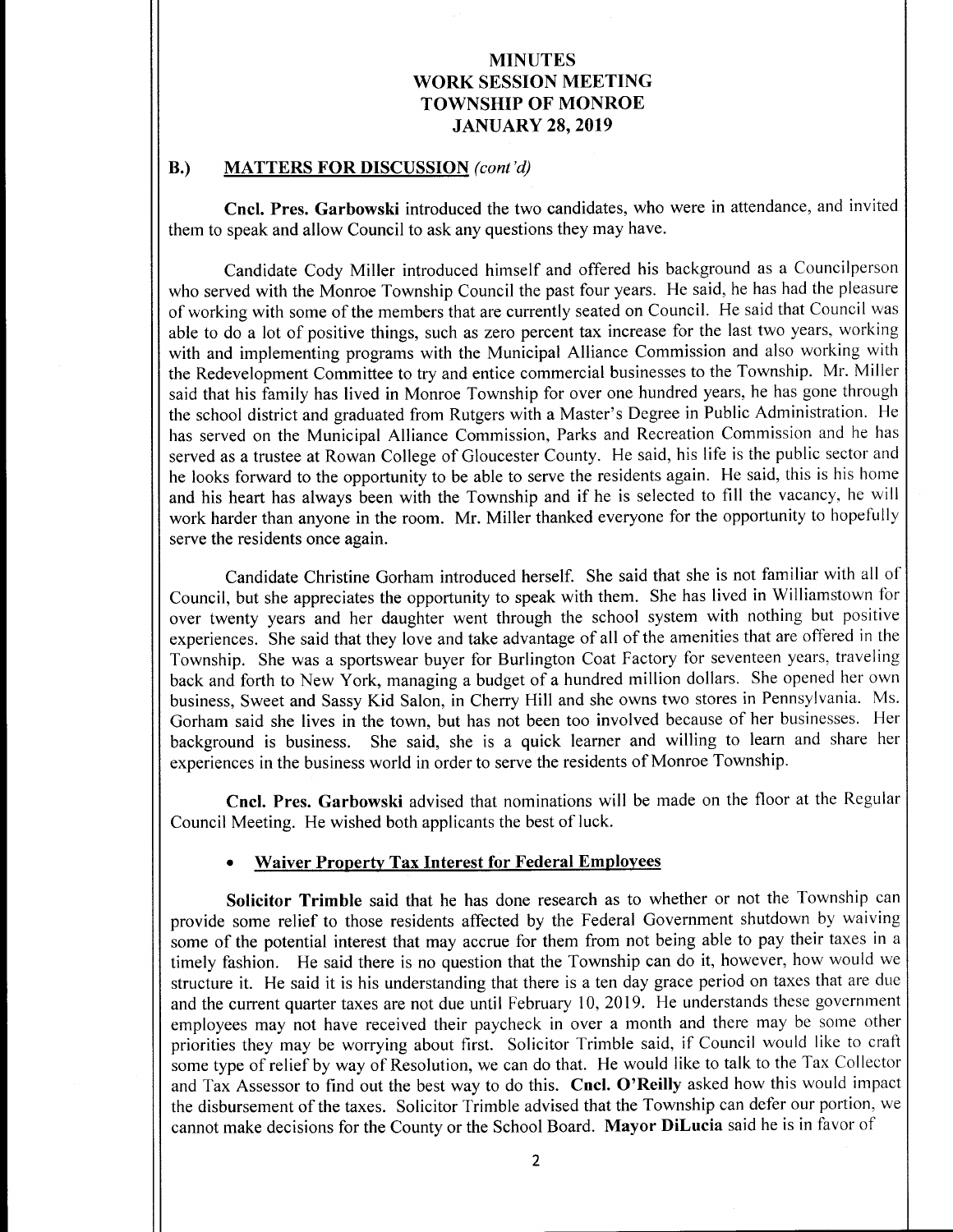# MINUTES
# WORK SESSION MEETING
# TOWNSHIP OF MONROE
# JANUARY 28, 2019

## B.) MATTERS FOR DISCUSSION *(cont'd)*

**Cncl. Pres. Garbowski** introduced the two candidates, who were in attendance, and invited them to speak and allow Council to ask any questions they may have.

Candidate Cody Miller introduced himself and offered his background as a Councilperson who served with the Monroe Township Council the past four years. He said, he has had the pleasure of working with some of the members that are currently seated on Council. He said that Council was able to do a lot of positive things, such as zero percent tax increase for the last two years, working with and implementing programs with the Municipal Alliance Commission and also working with the Redevelopment Committee to try and entice commercial businesses to the Township. Mr. Miller said that his family has lived in Monroe Township for over one hundred years, he has gone through the school district and graduated from Rutgers with a Master's Degree in Public Administration. He has served on the Municipal Alliance Commission, Parks and Recreation Commission and he has served as a trustee at Rowan College of Gloucester County. He said, his life is the public sector and he looks forward to the opportunity to be able to serve the residents again. He said, this is his home and his heart has always been with the Township and if he is selected to fill the vacancy, he will work harder than anyone in the room. Mr. Miller thanked everyone for the opportunity to hopefully serve the residents once again.

Candidate Christine Gorham introduced herself. She said that she is not familiar with all of Council, but she appreciates the opportunity to speak with them. She has lived in Williamstown for over twenty years and her daughter went through the school system with nothing but positive experiences. She said that they love and take advantage of all of the amenities that are offered in the Township. She was a sportswear buyer for Burlington Coat Factory for seventeen years, traveling back and forth to New York, managing a budget of a hundred million dollars. She opened her own business, Sweet and Sassy Kid Salon, in Cherry Hill and she owns two stores in Pennsylvania. Ms. Gorham said she lives in the town, but has not been too involved because of her businesses. Her background is business. She said, she is a quick learner and willing to learn and share her experiences in the business world in order to serve the residents of Monroe Township.

**Cncl. Pres. Garbowski** advised that nominations will be made on the floor at the Regular Council Meeting. He wished both applicants the best of luck.

- **Waiver Property Tax Interest for Federal Employees**

**Solicitor Trimble** said that he has done research as to whether or not the Township can provide some relief to those residents affected by the Federal Government shutdown by waiving some of the potential interest that may accrue for them from not being able to pay their taxes in a timely fashion. He said there is no question that the Township can do it, however, how would we structure it. He said it is his understanding that there is a ten day grace period on taxes that are due and the current quarter taxes are not due until February 10, 2019. He understands these government employees may not have received their paycheck in over a month and there may be some other priorities they may be worrying about first. Solicitor Trimble said, if Council would like to craft some type of relief by way of Resolution, we can do that. He would like to talk to the Tax Collector and Tax Assessor to find out the best way to do this. **Cncl. O'Reilly** asked how this would impact the disbursement of the taxes. Solicitor Trimble advised that the Township can defer our portion, we cannot make decisions for the County or the School Board. **Mayor DiLucia** said he is in favor of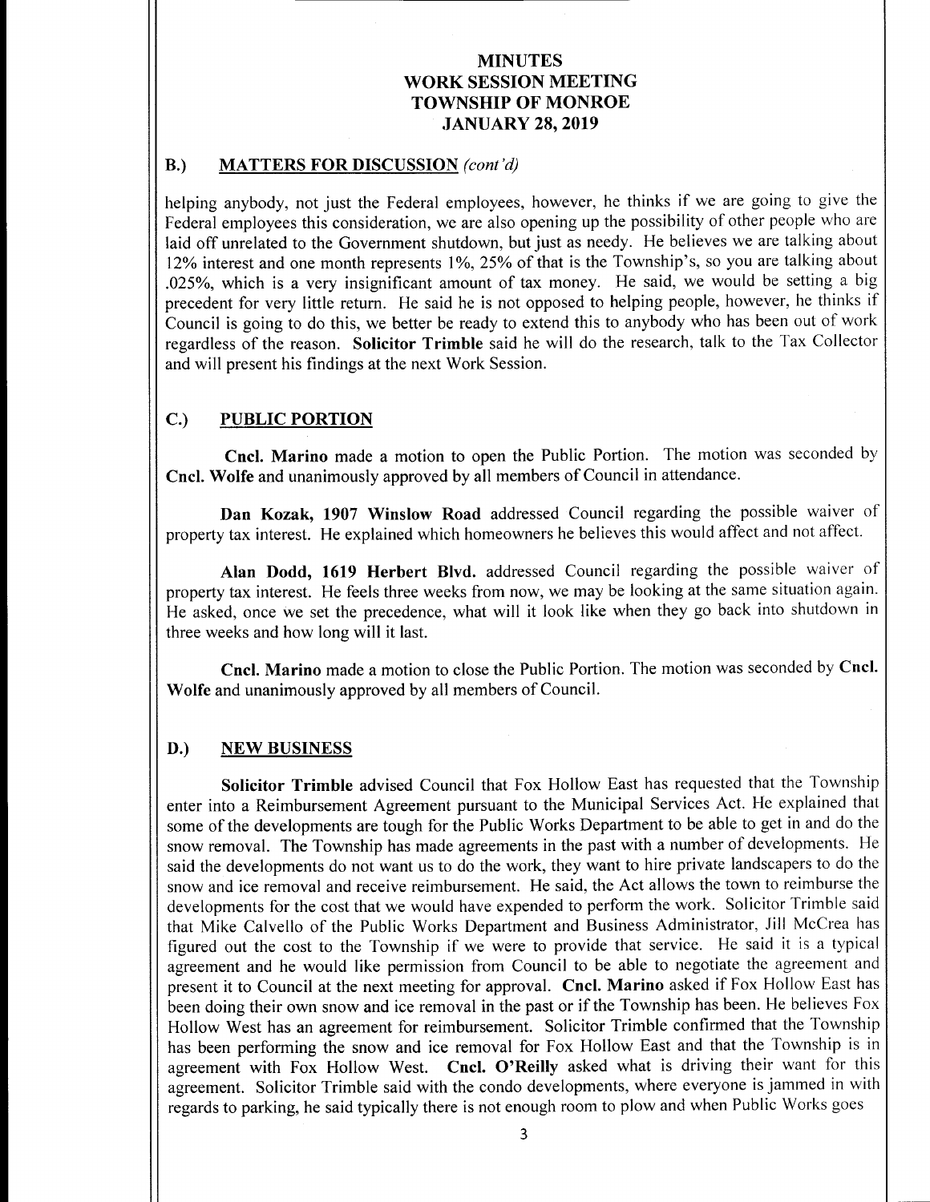# MINUTES
# WORK SESSION MEETING
# TOWNSHIP OF MONROE
# JANUARY 28, 2019

## B.) MATTERS FOR DISCUSSION *(cont'd)*

helping anybody, not just the Federal employees, however, he thinks if we are going to give the Federal employees this consideration, we are also opening up the possibility of other people who are laid off unrelated to the Government shutdown, but just as needy. He believes we are talking about 12% interest and one month represents 1%, 25% of that is the Township's, so you are talking about .025%, which is a very insignificant amount of tax money. He said, we would be setting a big precedent for very little return. He said he is not opposed to helping people, however, he thinks if Council is going to do this, we better be ready to extend this to anybody who has been out of work regardless of the reason. **Solicitor Trimble** said he will do the research, talk to the Tax Collector and will present his findings at the next Work Session.

## C.) PUBLIC PORTION

**Cncl. Marino** made a motion to open the Public Portion. The motion was seconded by **Cncl. Wolfe** and unanimously approved by all members of Council in attendance.

**Dan Kozak, 1907 Winslow Road** addressed Council regarding the possible waiver of property tax interest. He explained which homeowners he believes this would affect and not affect.

**Alan Dodd, 1619 Herbert Blvd.** addressed Council regarding the possible waiver of property tax interest. He feels three weeks from now, we may be looking at the same situation again. He asked, once we set the precedence, what will it look like when they go back into shutdown in three weeks and how long will it last.

**Cncl. Marino** made a motion to close the Public Portion. The motion was seconded by **Cncl. Wolfe** and unanimously approved by all members of Council.

## D.) NEW BUSINESS

**Solicitor Trimble** advised Council that Fox Hollow East has requested that the Township enter into a Reimbursement Agreement pursuant to the Municipal Services Act. He explained that some of the developments are tough for the Public Works Department to be able to get in and do the snow removal. The Township has made agreements in the past with a number of developments. He said the developments do not want us to do the work, they want to hire private landscapers to do the snow and ice removal and receive reimbursement. He said, the Act allows the town to reimburse the developments for the cost that we would have expended to perform the work. Solicitor Trimble said that Mike Calvello of the Public Works Department and Business Administrator, Jill McCrea has figured out the cost to the Township if we were to provide that service. He said it is a typical agreement and he would like permission from Council to be able to negotiate the agreement and present it to Council at the next meeting for approval. **Cncl. Marino** asked if Fox Hollow East has been doing their own snow and ice removal in the past or if the Township has been. He believes Fox Hollow West has an agreement for reimbursement. Solicitor Trimble confirmed that the Township has been performing the snow and ice removal for Fox Hollow East and that the Township is in agreement with Fox Hollow West. **Cncl. O'Reilly** asked what is driving their want for this agreement. Solicitor Trimble said with the condo developments, where everyone is jammed in with regards to parking, he said typically there is not enough room to plow and when Public Works goes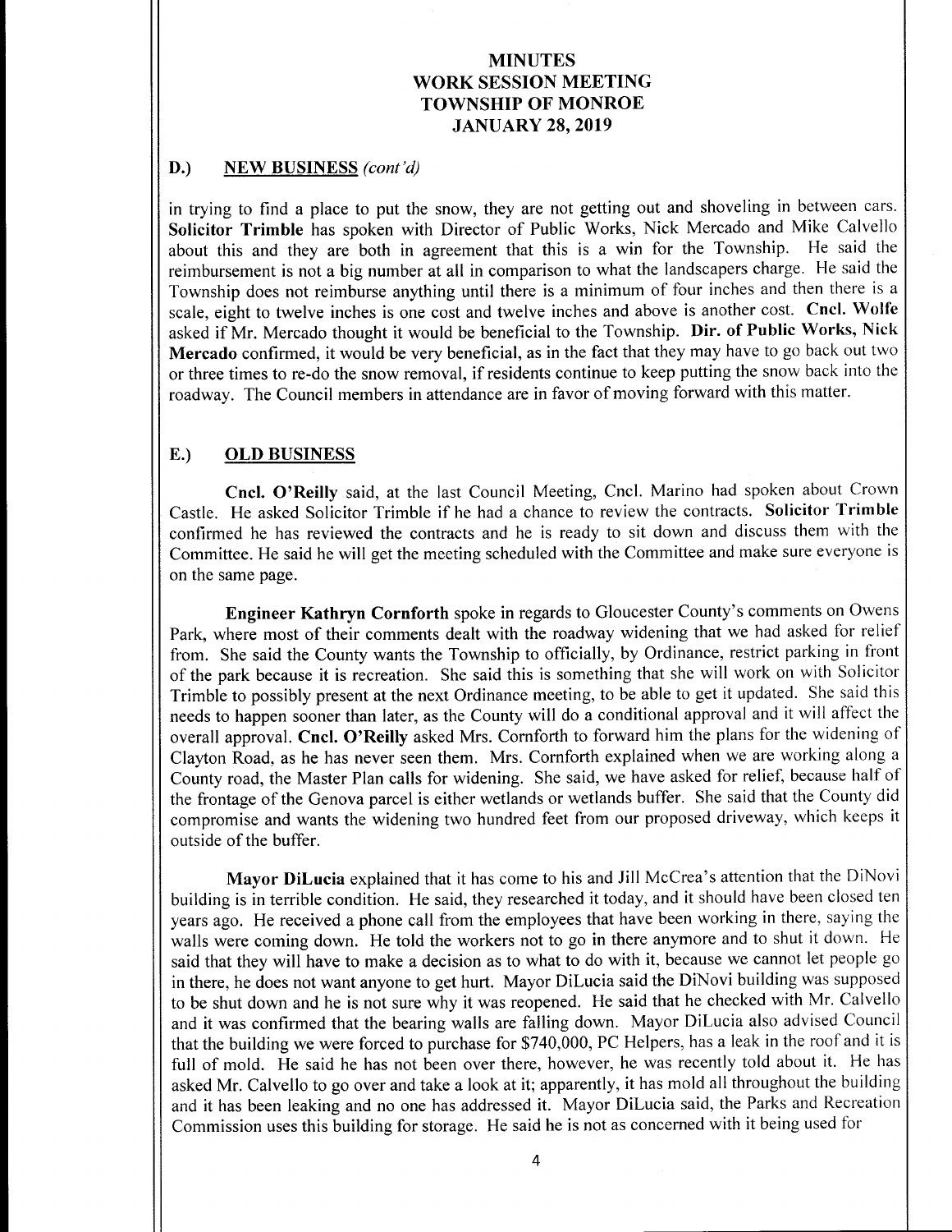# MINUTES
# WORK SESSION MEETING
# TOWNSHIP OF MONROE
# JANUARY 28, 2019

## D.) NEW BUSINESS *(cont'd)*

in trying to find a place to put the snow, they are not getting out and shoveling in between cars. **Solicitor Trimble** has spoken with Director of Public Works, Nick Mercado and Mike Calvello about this and they are both in agreement that this is a win for the Township. He said the reimbursement is not a big number at all in comparison to what the landscapers charge. He said the Township does not reimburse anything until there is a minimum of four inches and then there is a scale, eight to twelve inches is one cost and twelve inches and above is another cost. **Cncl. Wolfe** asked if Mr. Mercado thought it would be beneficial to the Township. **Dir. of Public Works, Nick Mercado** confirmed, it would be very beneficial, as in the fact that they may have to go back out two or three times to re-do the snow removal, if residents continue to keep putting the snow back into the roadway. The Council members in attendance are in favor of moving forward with this matter.

## E.) OLD BUSINESS

**Cncl. O'Reilly** said, at the last Council Meeting, Cncl. Marino had spoken about Crown Castle. He asked Solicitor Trimble if he had a chance to review the contracts. **Solicitor Trimble** confirmed he has reviewed the contracts and he is ready to sit down and discuss them with the Committee. He said he will get the meeting scheduled with the Committee and make sure everyone is on the same page.

**Engineer Kathryn Cornforth** spoke in regards to Gloucester County's comments on Owens Park, where most of their comments dealt with the roadway widening that we had asked for relief from. She said the County wants the Township to officially, by Ordinance, restrict parking in front of the park because it is recreation. She said this is something that she will work on with Solicitor Trimble to possibly present at the next Ordinance meeting, to be able to get it updated. She said this needs to happen sooner than later, as the County will do a conditional approval and it will affect the overall approval. **Cncl. O'Reilly** asked Mrs. Cornforth to forward him the plans for the widening of Clayton Road, as he has never seen them. Mrs. Cornforth explained when we are working along a County road, the Master Plan calls for widening. She said, we have asked for relief, because half of the frontage of the Genova parcel is either wetlands or wetlands buffer. She said that the County did compromise and wants the widening two hundred feet from our proposed driveway, which keeps it outside of the buffer.

**Mayor DiLucia** explained that it has come to his and Jill McCrea's attention that the DiNovi building is in terrible condition. He said, they researched it today, and it should have been closed ten years ago. He received a phone call from the employees that have been working in there, saying the walls were coming down. He told the workers not to go in there anymore and to shut it down. He said that they will have to make a decision as to what to do with it, because we cannot let people go in there, he does not want anyone to get hurt. Mayor DiLucia said the DiNovi building was supposed to be shut down and he is not sure why it was reopened. He said that he checked with Mr. Calvello and it was confirmed that the bearing walls are falling down. Mayor DiLucia also advised Council that the building we were forced to purchase for $740,000, PC Helpers, has a leak in the roof and it is full of mold. He said he has not been over there, however, he was recently told about it. He has asked Mr. Calvello to go over and take a look at it; apparently, it has mold all throughout the building and it has been leaking and no one has addressed it. Mayor DiLucia said, the Parks and Recreation Commission uses this building for storage. He said he is not as concerned with it being used for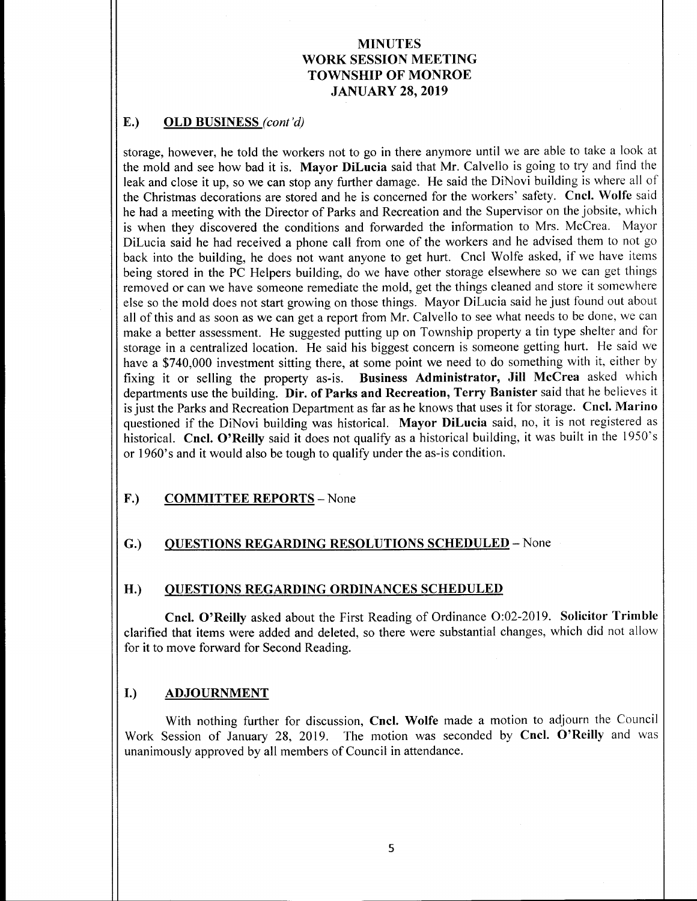# MINUTES
# WORK SESSION MEETING
# TOWNSHIP OF MONROE
# JANUARY 28, 2019

## E.) OLD BUSINESS *(cont'd)*

storage, however, he told the workers not to go in there anymore until we are able to take a look at the mold and see how bad it is. **Mayor DiLucia** said that Mr. Calvello is going to try and find the leak and close it up, so we can stop any further damage. He said the DiNovi building is where all of the Christmas decorations are stored and he is concerned for the workers' safety. **Cncl. Wolfe** said he had a meeting with the Director of Parks and Recreation and the Supervisor on the jobsite, which is when they discovered the conditions and forwarded the information to Mrs. McCrea. Mayor DiLucia said he had received a phone call from one of the workers and he advised them to not go back into the building, he does not want anyone to get hurt. Cncl Wolfe asked, if we have items being stored in the PC Helpers building, do we have other storage elsewhere so we can get things removed or can we have someone remediate the mold, get the things cleaned and store it somewhere else so the mold does not start growing on those things. Mayor DiLucia said he just found out about all of this and as soon as we can get a report from Mr. Calvello to see what needs to be done, we can make a better assessment. He suggested putting up on Township property a tin type shelter and for storage in a centralized location. He said his biggest concern is someone getting hurt. He said we have a $740,000 investment sitting there, at some point we need to do something with it, either by fixing it or selling the property as-is. **Business Administrator, Jill McCrea** asked which departments use the building. **Dir. of Parks and Recreation, Terry Banister** said that he believes it is just the Parks and Recreation Department as far as he knows that uses it for storage. **Cncl. Marino** questioned if the DiNovi building was historical. **Mayor DiLucia** said, no, it is not registered as historical. **Cncl. O'Reilly** said it does not qualify as a historical building, it was built in the 1950's or 1960's and it would also be tough to qualify under the as-is condition.

## F.) COMMITTEE REPORTS – None

## G.) QUESTIONS REGARDING RESOLUTIONS SCHEDULED – None

## H.) QUESTIONS REGARDING ORDINANCES SCHEDULED

**Cncl. O'Reilly** asked about the First Reading of Ordinance O:02-2019. **Solicitor Trimble** clarified that items were added and deleted, so there were substantial changes, which did not allow for it to move forward for Second Reading.

## I.) ADJOURNMENT

With nothing further for discussion, **Cncl. Wolfe** made a motion to adjourn the Council Work Session of January 28, 2019. The motion was seconded by **Cncl. O'Reilly** and was unanimously approved by all members of Council in attendance.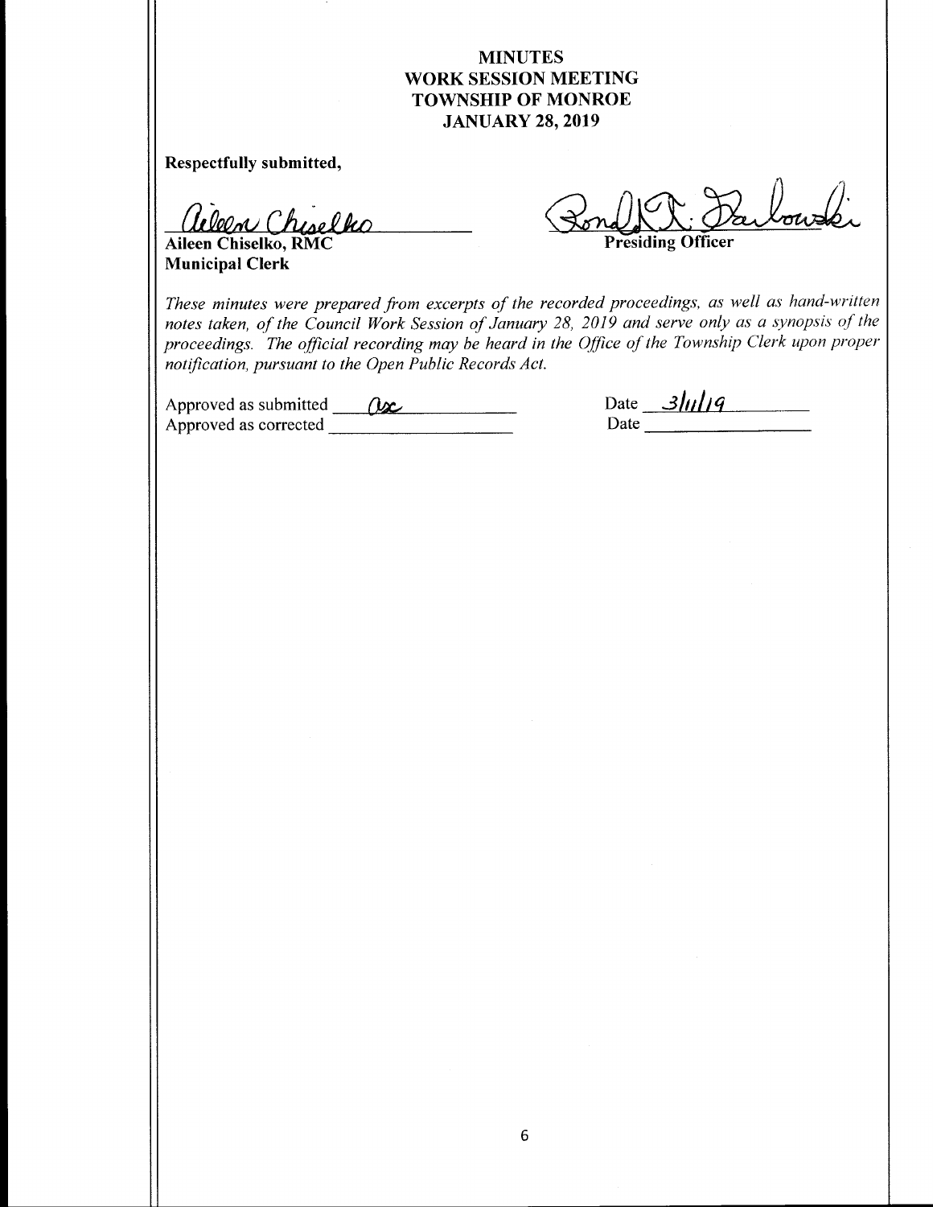**MINUTES**
**WORK SESSION MEETING**
**TOWNSHIP OF MONROE**
**JANUARY 28, 2019**

**Respectfully submitted,**

Aileen Chiselko

**Aileen Chiselko, RMC**
**Municipal Clerk**

Ronald G. Dmitrowski

**Presiding Officer**

*These minutes were prepared from excerpts of the recorded proceedings, as well as hand-written notes taken, of the Council Work Session of January 28, 2019 and serve only as a synopsis of the proceedings. The official recording may be heard in the Office of the Township Clerk upon proper notification, pursuant to the Open Public Records Act.*

Approved as submitted ac Date 3/11/19

Approved as corrected ____________ Date ____________